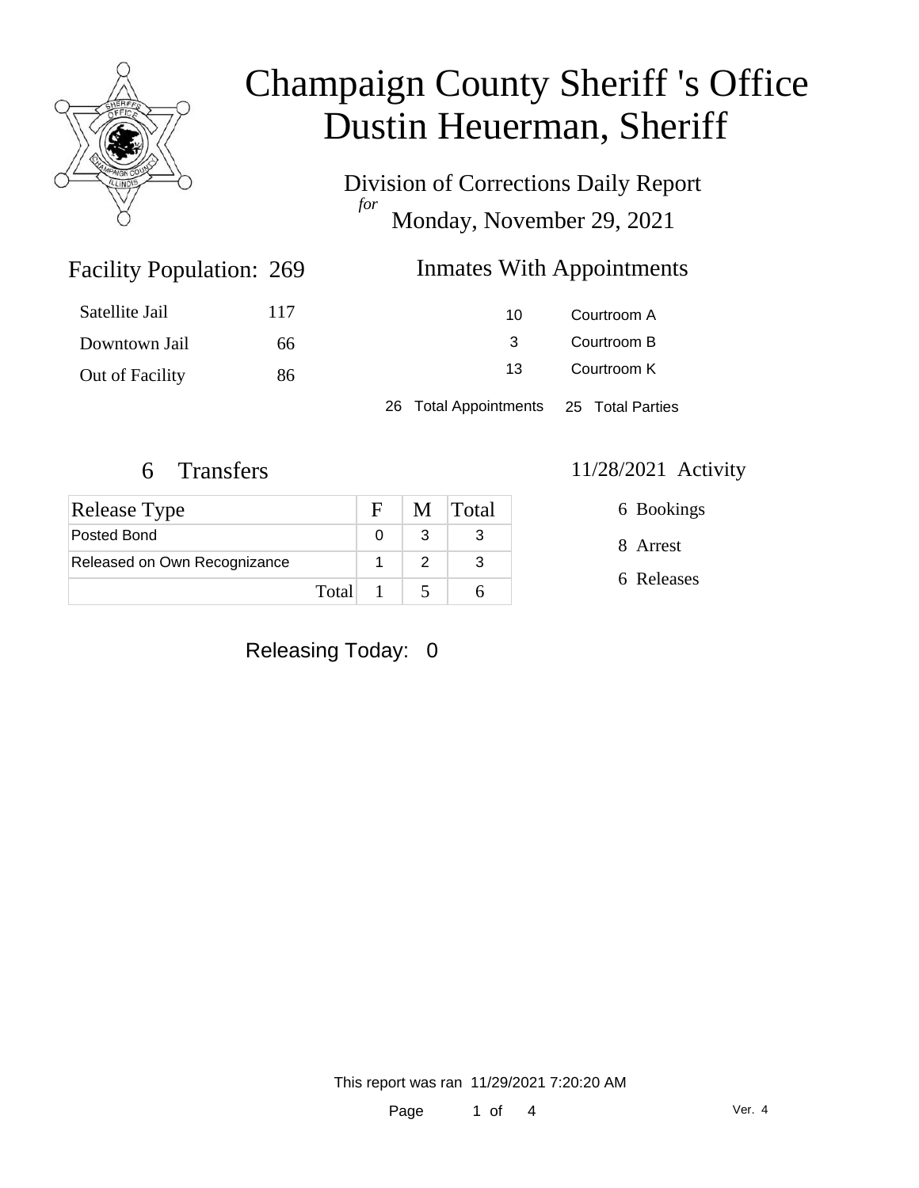# Champaign County Sheriff 's Office
# Dustin Heuerman, Sheriff

Division of Corrections Daily Report
*for*
Monday, November 29, 2021

## Facility Population: 269

| | |
|---|---|
| Satellite Jail | 117 |
| Downtown Jail | 66 |
| Out of Facility | 86 |

## Inmates With Appointments

| | |
|---|---|
| 10 | Courtroom A |
| 3 | Courtroom B |
| 13 | Courtroom K |

26 Total Appointments    25 Total Parties

## 6 Transfers

| Release Type | F | M | Total |
|---|---|---|---|
| Posted Bond | 0 | 3 | 3 |
| Released on Own Recognizance | 1 | 2 | 3 |
| Total | 1 | 5 | 6 |

## 11/28/2021 Activity

6 Bookings

8 Arrest

6 Releases

Releasing Today: 0

This report was ran 11/29/2021 7:20:20 AM

Ver. 4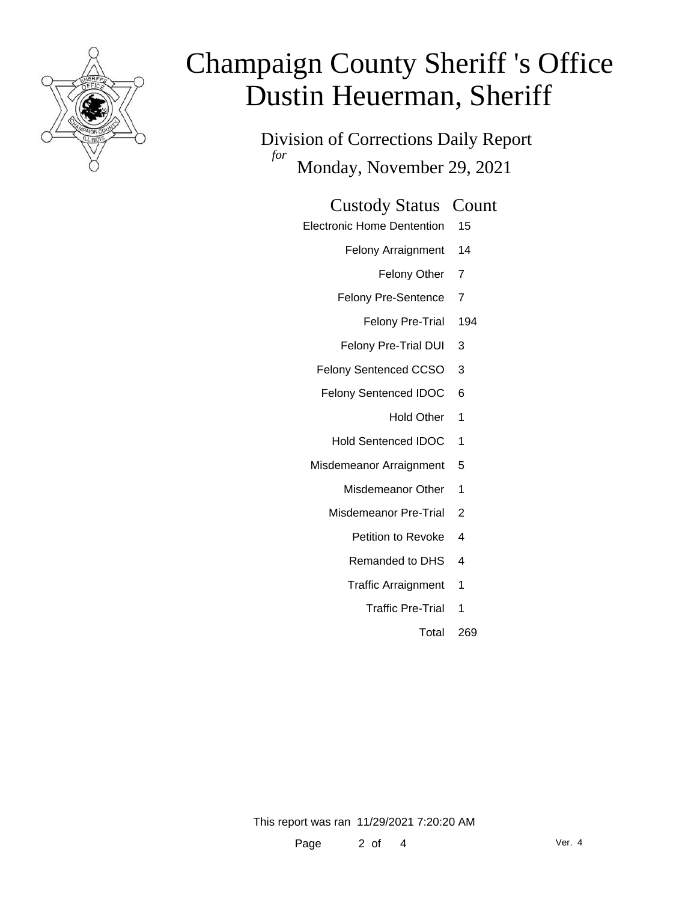# Champaign County Sheriff 's Office
# Dustin Heuerman, Sheriff

Division of Corrections Daily Report
*for*
Monday, November 29, 2021

| Custody Status | Count |
|---|---|
| Electronic Home Dentention | 15 |
| Felony Arraignment | 14 |
| Felony Other | 7 |
| Felony Pre-Sentence | 7 |
| Felony Pre-Trial | 194 |
| Felony Pre-Trial DUI | 3 |
| Felony Sentenced CCSO | 3 |
| Felony Sentenced IDOC | 6 |
| Hold Other | 1 |
| Hold Sentenced IDOC | 1 |
| Misdemeanor Arraignment | 5 |
| Misdemeanor Other | 1 |
| Misdemeanor Pre-Trial | 2 |
| Petition to Revoke | 4 |
| Remanded to DHS | 4 |
| Traffic Arraignment | 1 |
| Traffic Pre-Trial | 1 |
| Total | 269 |

This report was ran 11/29/2021 7:20:20 AM

Ver. 4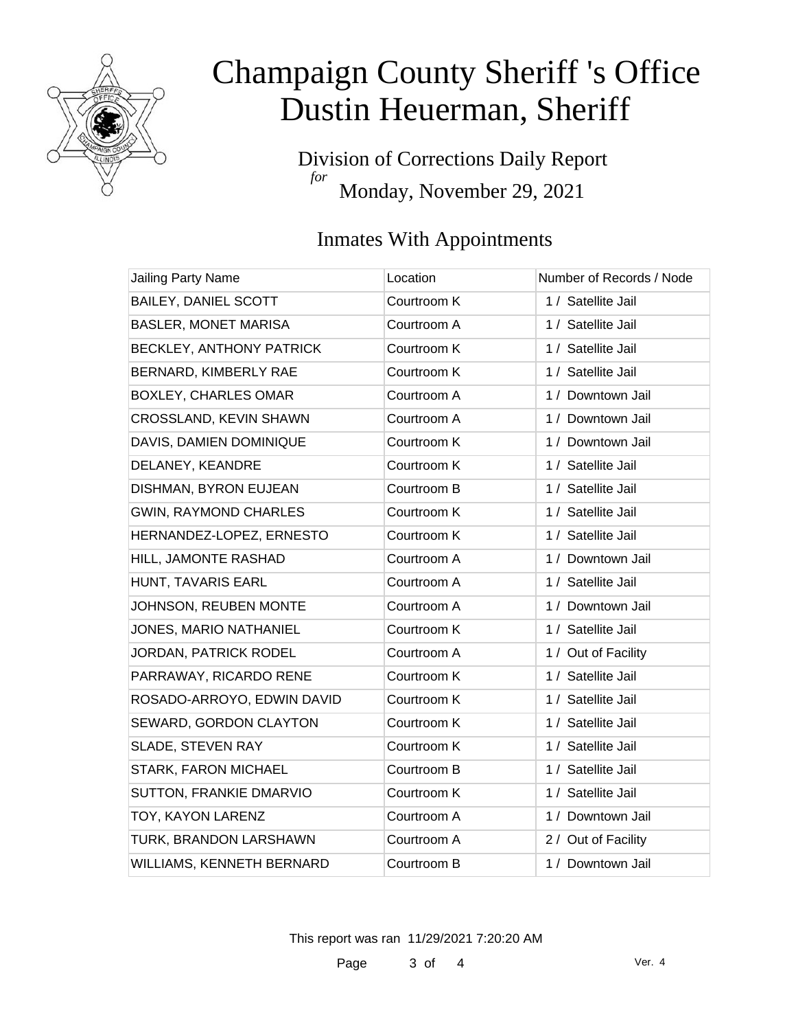# Champaign County Sheriff 's Office
# Dustin Heuerman, Sheriff

Division of Corrections Daily Report
*for*
Monday, November 29, 2021

## Inmates With Appointments

| Jailing Party Name | Location | Number of Records / Node |
|---|---|---|
| BAILEY, DANIEL SCOTT | Courtroom K | 1 / Satellite Jail |
| BASLER, MONET MARISA | Courtroom A | 1 / Satellite Jail |
| BECKLEY, ANTHONY PATRICK | Courtroom K | 1 / Satellite Jail |
| BERNARD, KIMBERLY RAE | Courtroom K | 1 / Satellite Jail |
| BOXLEY, CHARLES OMAR | Courtroom A | 1 / Downtown Jail |
| CROSSLAND, KEVIN SHAWN | Courtroom A | 1 / Downtown Jail |
| DAVIS, DAMIEN DOMINIQUE | Courtroom K | 1 / Downtown Jail |
| DELANEY, KEANDRE | Courtroom K | 1 / Satellite Jail |
| DISHMAN, BYRON EUJEAN | Courtroom B | 1 / Satellite Jail |
| GWIN, RAYMOND CHARLES | Courtroom K | 1 / Satellite Jail |
| HERNANDEZ-LOPEZ, ERNESTO | Courtroom K | 1 / Satellite Jail |
| HILL, JAMONTE RASHAD | Courtroom A | 1 / Downtown Jail |
| HUNT, TAVARIS EARL | Courtroom A | 1 / Satellite Jail |
| JOHNSON, REUBEN MONTE | Courtroom A | 1 / Downtown Jail |
| JONES, MARIO NATHANIEL | Courtroom K | 1 / Satellite Jail |
| JORDAN, PATRICK RODEL | Courtroom A | 1 / Out of Facility |
| PARRAWAY, RICARDO RENE | Courtroom K | 1 / Satellite Jail |
| ROSADO-ARROYO, EDWIN DAVID | Courtroom K | 1 / Satellite Jail |
| SEWARD, GORDON CLAYTON | Courtroom K | 1 / Satellite Jail |
| SLADE, STEVEN RAY | Courtroom K | 1 / Satellite Jail |
| STARK, FARON MICHAEL | Courtroom B | 1 / Satellite Jail |
| SUTTON, FRANKIE DMARVIO | Courtroom K | 1 / Satellite Jail |
| TOY, KAYON LARENZ | Courtroom A | 1 / Downtown Jail |
| TURK, BRANDON LARSHAWN | Courtroom A | 2 / Out of Facility |
| WILLIAMS, KENNETH BERNARD | Courtroom B | 1 / Downtown Jail |

This report was ran 11/29/2021 7:20:20 AM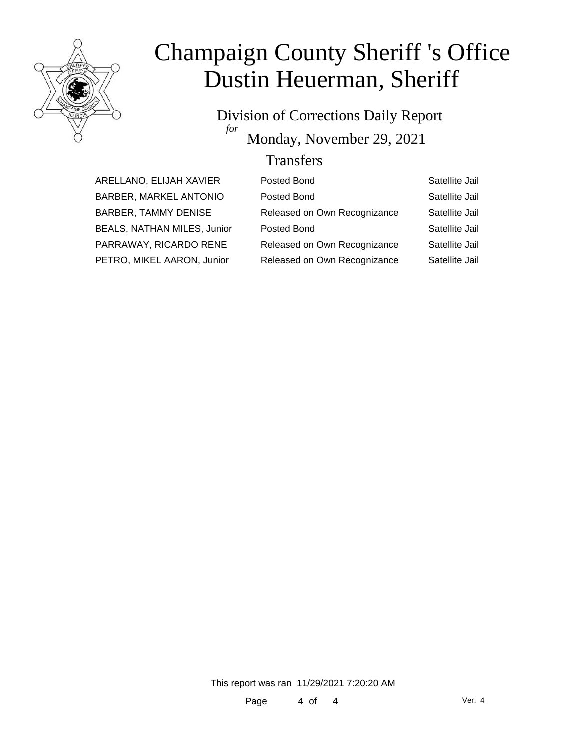# Champaign County Sheriff 's Office
# Dustin Heuerman, Sheriff

Division of Corrections Daily Report

*for* Monday, November 29, 2021

## Transfers

| | | |
|---|---|---|
| ARELLANO, ELIJAH XAVIER | Posted Bond | Satellite Jail |
| BARBER, MARKEL ANTONIO | Posted Bond | Satellite Jail |
| BARBER, TAMMY DENISE | Released on Own Recognizance | Satellite Jail |
| BEALS, NATHAN MILES, Junior | Posted Bond | Satellite Jail |
| PARRAWAY, RICARDO RENE | Released on Own Recognizance | Satellite Jail |
| PETRO, MIKEL AARON, Junior | Released on Own Recognizance | Satellite Jail |

This report was ran 11/29/2021 7:20:20 AM

Ver. 4